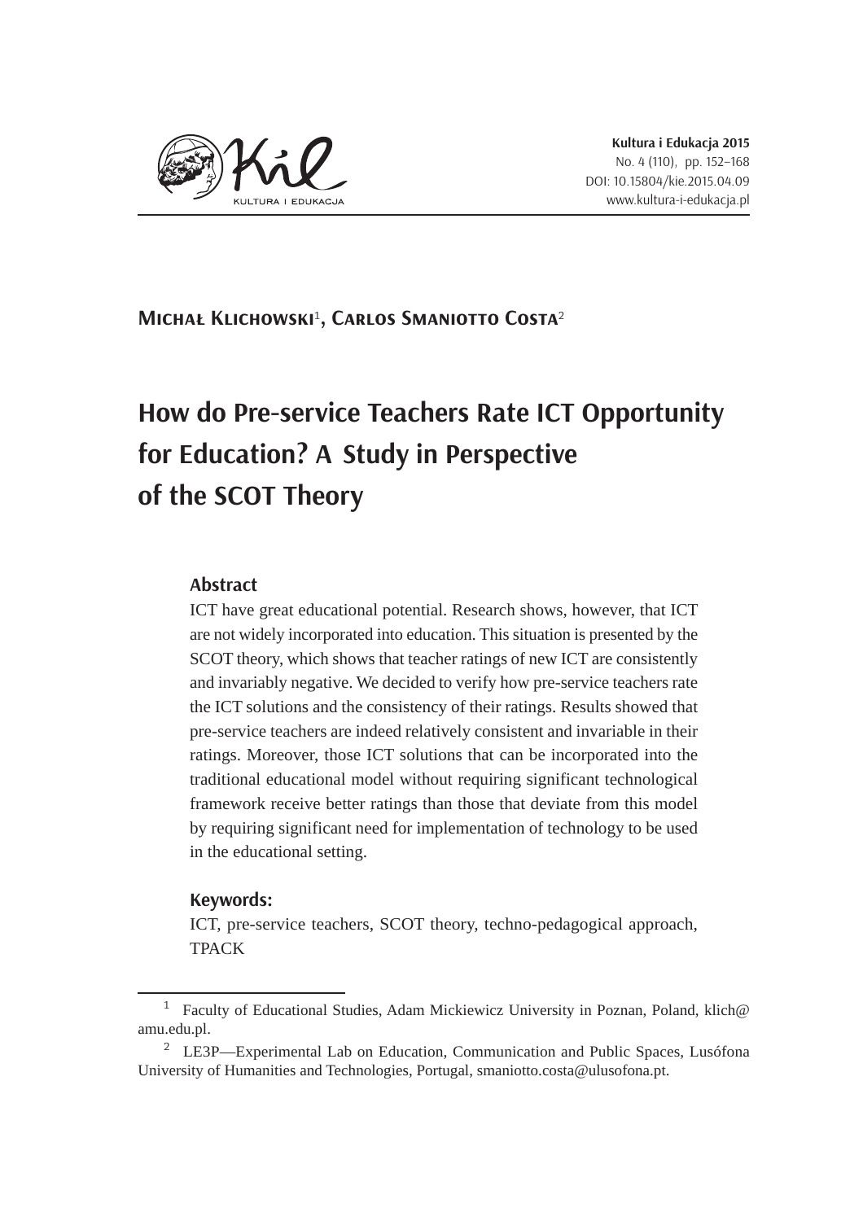**Michał Klichowski**[1], **Carlos Smaniotto Costa**[2]

# How do Pre-service Teachers Rate ICT Opportunity for Education? A Study in Perspective of the SCOT Theory

### Abstract

ICT have great educational potential. Research shows, however, that ICT are not widely incorporated into education. This situation is presented by the SCOT theory, which shows that teacher ratings of new ICT are consistently and invariably negative. We decided to verify how pre-service teachers rate the ICT solutions and the consistency of their ratings. Results showed that pre-service teachers are indeed relatively consistent and invariable in their ratings. Moreover, those ICT solutions that can be incorporated into the traditional educational model without requiring significant technological framework receive better ratings than those that deviate from this model by requiring significant need for implementation of technology to be used in the educational setting.

### Keywords:

ICT, pre-service teachers, SCOT theory, techno-pedagogical approach, TPACK

---

[1] Faculty of Educational Studies, Adam Mickiewicz University in Poznan, Poland, klich@amu.edu.pl.

[2] LE3P—Experimental Lab on Education, Communication and Public Spaces, Lusófona University of Humanities and Technologies, Portugal, smaniotto.costa@ulusofona.pt.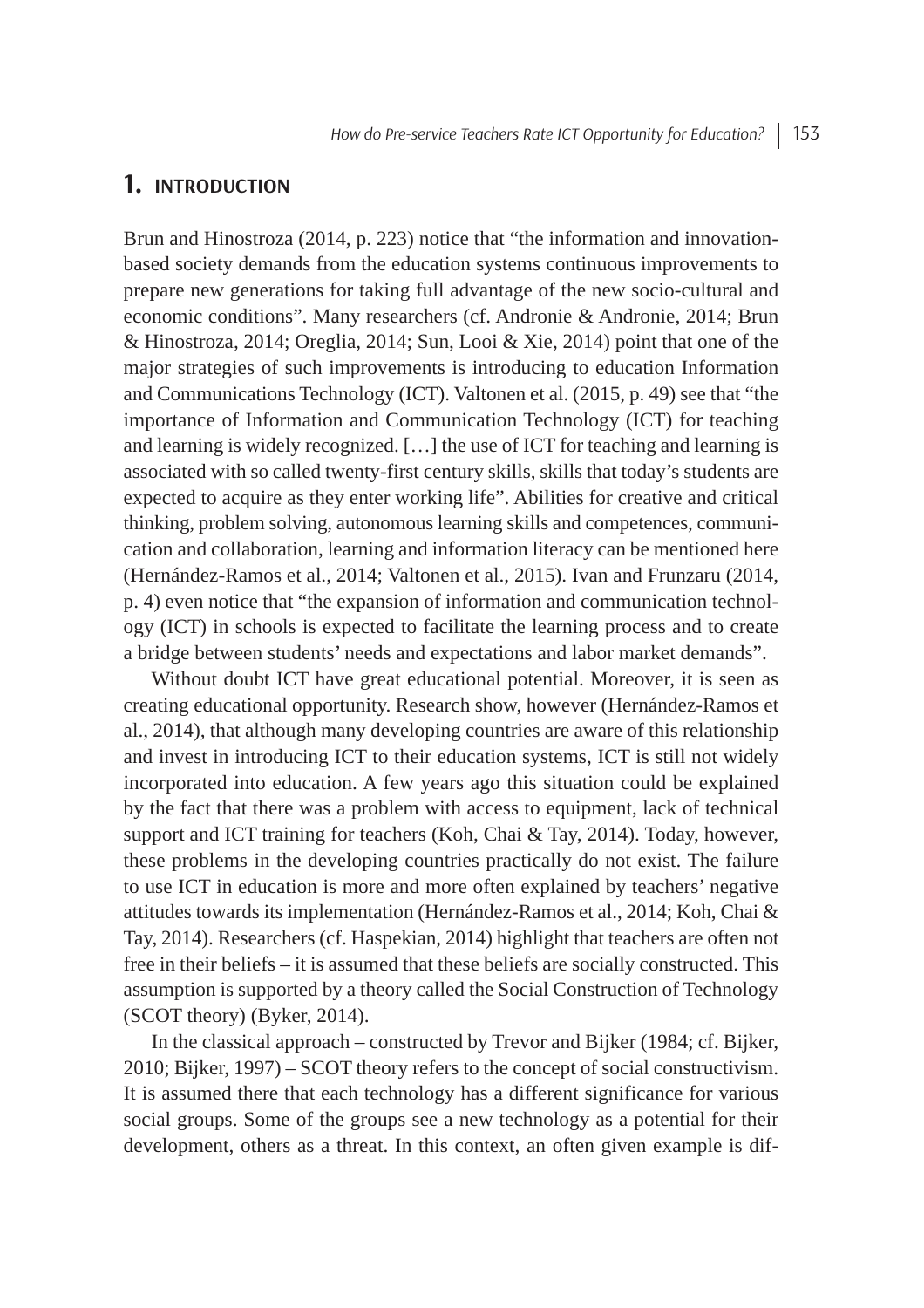## 1. INTRODUCTION

Brun and Hinostroza (2014, p. 223) notice that "the information and innovation-based society demands from the education systems continuous improvements to prepare new generations for taking full advantage of the new socio-cultural and economic conditions". Many researchers (cf. Andronie & Andronie, 2014; Brun & Hinostroza, 2014; Oreglia, 2014; Sun, Looi & Xie, 2014) point that one of the major strategies of such improvements is introducing to education Information and Communications Technology (ICT). Valtonen et al. (2015, p. 49) see that "the importance of Information and Communication Technology (ICT) for teaching and learning is widely recognized. […] the use of ICT for teaching and learning is associated with so called twenty-first century skills, skills that today's students are expected to acquire as they enter working life". Abilities for creative and critical thinking, problem solving, autonomous learning skills and competences, communication and collaboration, learning and information literacy can be mentioned here (Hernández-Ramos et al., 2014; Valtonen et al., 2015). Ivan and Frunzaru (2014, p. 4) even notice that "the expansion of information and communication technology (ICT) in schools is expected to facilitate the learning process and to create a bridge between students' needs and expectations and labor market demands".

Without doubt ICT have great educational potential. Moreover, it is seen as creating educational opportunity. Research show, however (Hernández-Ramos et al., 2014), that although many developing countries are aware of this relationship and invest in introducing ICT to their education systems, ICT is still not widely incorporated into education. A few years ago this situation could be explained by the fact that there was a problem with access to equipment, lack of technical support and ICT training for teachers (Koh, Chai & Tay, 2014). Today, however, these problems in the developing countries practically do not exist. The failure to use ICT in education is more and more often explained by teachers' negative attitudes towards its implementation (Hernández-Ramos et al., 2014; Koh, Chai & Tay, 2014). Researchers (cf. Haspekian, 2014) highlight that teachers are often not free in their beliefs – it is assumed that these beliefs are socially constructed. This assumption is supported by a theory called the Social Construction of Technology (SCOT theory) (Byker, 2014).

In the classical approach – constructed by Trevor and Bijker (1984; cf. Bijker, 2010; Bijker, 1997) – SCOT theory refers to the concept of social constructivism. It is assumed there that each technology has a different significance for various social groups. Some of the groups see a new technology as a potential for their development, others as a threat. In this context, an often given example is dif-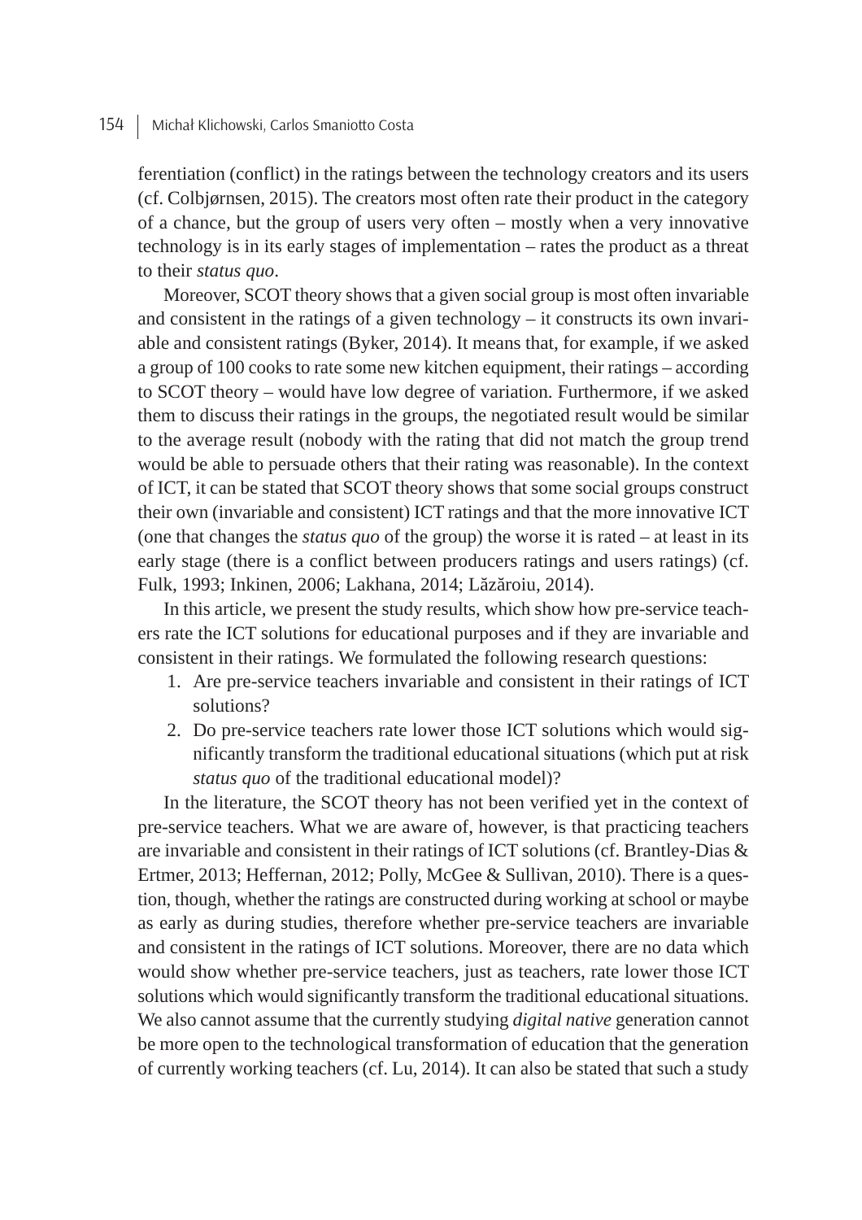ferentiation (conflict) in the ratings between the technology creators and its users (cf. Colbjørnsen, 2015). The creators most often rate their product in the category of a chance, but the group of users very often – mostly when a very innovative technology is in its early stages of implementation – rates the product as a threat to their *status quo*.

Moreover, SCOT theory shows that a given social group is most often invariable and consistent in the ratings of a given technology – it constructs its own invariable and consistent ratings (Byker, 2014). It means that, for example, if we asked a group of 100 cooks to rate some new kitchen equipment, their ratings – according to SCOT theory – would have low degree of variation. Furthermore, if we asked them to discuss their ratings in the groups, the negotiated result would be similar to the average result (nobody with the rating that did not match the group trend would be able to persuade others that their rating was reasonable). In the context of ICT, it can be stated that SCOT theory shows that some social groups construct their own (invariable and consistent) ICT ratings and that the more innovative ICT (one that changes the *status quo* of the group) the worse it is rated – at least in its early stage (there is a conflict between producers ratings and users ratings) (cf. Fulk, 1993; Inkinen, 2006; Lakhana, 2014; Lăzăroiu, 2014).

In this article, we present the study results, which show how pre-service teachers rate the ICT solutions for educational purposes and if they are invariable and consistent in their ratings. We formulated the following research questions:

1. Are pre-service teachers invariable and consistent in their ratings of ICT solutions?
2. Do pre-service teachers rate lower those ICT solutions which would significantly transform the traditional educational situations (which put at risk *status quo* of the traditional educational model)?

In the literature, the SCOT theory has not been verified yet in the context of pre-service teachers. What we are aware of, however, is that practicing teachers are invariable and consistent in their ratings of ICT solutions (cf. Brantley-Dias & Ertmer, 2013; Heffernan, 2012; Polly, McGee & Sullivan, 2010). There is a question, though, whether the ratings are constructed during working at school or maybe as early as during studies, therefore whether pre-service teachers are invariable and consistent in the ratings of ICT solutions. Moreover, there are no data which would show whether pre-service teachers, just as teachers, rate lower those ICT solutions which would significantly transform the traditional educational situations. We also cannot assume that the currently studying *digital native* generation cannot be more open to the technological transformation of education that the generation of currently working teachers (cf. Lu, 2014). It can also be stated that such a study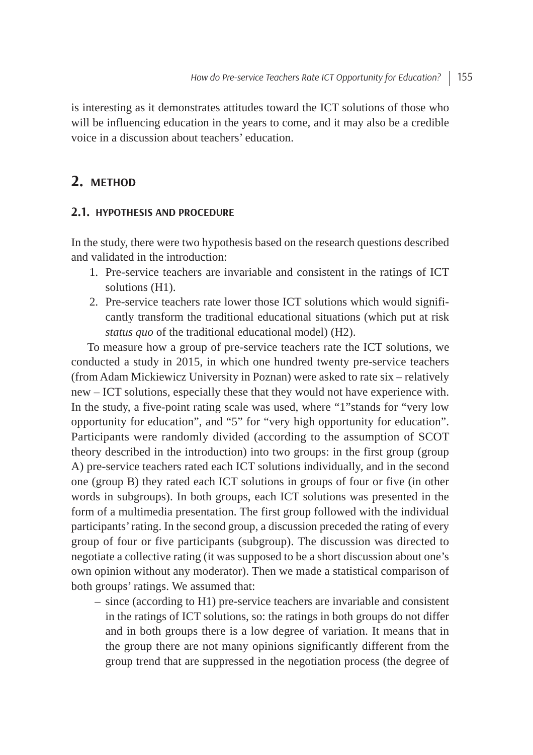is interesting as it demonstrates attitudes toward the ICT solutions of those who will be influencing education in the years to come, and it may also be a credible voice in a discussion about teachers' education.

## 2. METHOD

### 2.1. HYPOTHESIS AND PROCEDURE

In the study, there were two hypothesis based on the research questions described and validated in the introduction:

1. Pre-service teachers are invariable and consistent in the ratings of ICT solutions (H1).
2. Pre-service teachers rate lower those ICT solutions which would significantly transform the traditional educational situations (which put at risk *status quo* of the traditional educational model) (H2).

To measure how a group of pre-service teachers rate the ICT solutions, we conducted a study in 2015, in which one hundred twenty pre-service teachers (from Adam Mickiewicz University in Poznan) were asked to rate six – relatively new – ICT solutions, especially these that they would not have experience with. In the study, a five-point rating scale was used, where "1"stands for "very low opportunity for education", and "5" for "very high opportunity for education". Participants were randomly divided (according to the assumption of SCOT theory described in the introduction) into two groups: in the first group (group A) pre-service teachers rated each ICT solutions individually, and in the second one (group B) they rated each ICT solutions in groups of four or five (in other words in subgroups). In both groups, each ICT solutions was presented in the form of a multimedia presentation. The first group followed with the individual participants' rating. In the second group, a discussion preceded the rating of every group of four or five participants (subgroup). The discussion was directed to negotiate a collective rating (it was supposed to be a short discussion about one's own opinion without any moderator). Then we made a statistical comparison of both groups' ratings. We assumed that:

– since (according to H1) pre-service teachers are invariable and consistent in the ratings of ICT solutions, so: the ratings in both groups do not differ and in both groups there is a low degree of variation. It means that in the group there are not many opinions significantly different from the group trend that are suppressed in the negotiation process (the degree of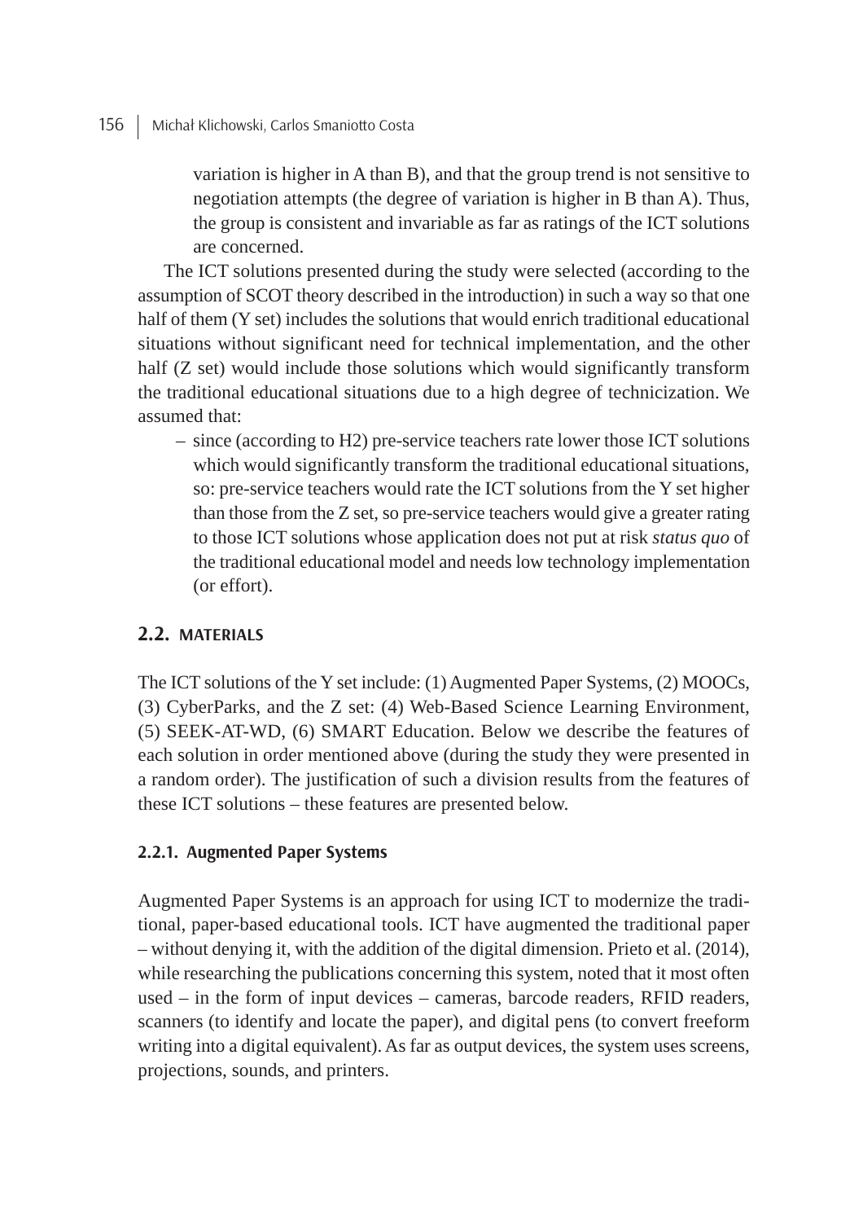variation is higher in A than B), and that the group trend is not sensitive to negotiation attempts (the degree of variation is higher in B than A). Thus, the group is consistent and invariable as far as ratings of the ICT solutions are concerned.

The ICT solutions presented during the study were selected (according to the assumption of SCOT theory described in the introduction) in such a way so that one half of them (Y set) includes the solutions that would enrich traditional educational situations without significant need for technical implementation, and the other half (Z set) would include those solutions which would significantly transform the traditional educational situations due to a high degree of technicization. We assumed that:

- since (according to H2) pre-service teachers rate lower those ICT solutions which would significantly transform the traditional educational situations, so: pre-service teachers would rate the ICT solutions from the Y set higher than those from the Z set, so pre-service teachers would give a greater rating to those ICT solutions whose application does not put at risk *status quo* of the traditional educational model and needs low technology implementation (or effort).

## 2.2. MATERIALS

The ICT solutions of the Y set include: (1) Augmented Paper Systems, (2) MOOCs, (3) CyberParks, and the Z set: (4) Web-Based Science Learning Environment, (5) SEEK-AT-WD, (6) SMART Education. Below we describe the features of each solution in order mentioned above (during the study they were presented in a random order). The justification of such a division results from the features of these ICT solutions – these features are presented below.

### 2.2.1. Augmented Paper Systems

Augmented Paper Systems is an approach for using ICT to modernize the traditional, paper-based educational tools. ICT have augmented the traditional paper – without denying it, with the addition of the digital dimension. Prieto et al. (2014), while researching the publications concerning this system, noted that it most often used – in the form of input devices – cameras, barcode readers, RFID readers, scanners (to identify and locate the paper), and digital pens (to convert freeform writing into a digital equivalent). As far as output devices, the system uses screens, projections, sounds, and printers.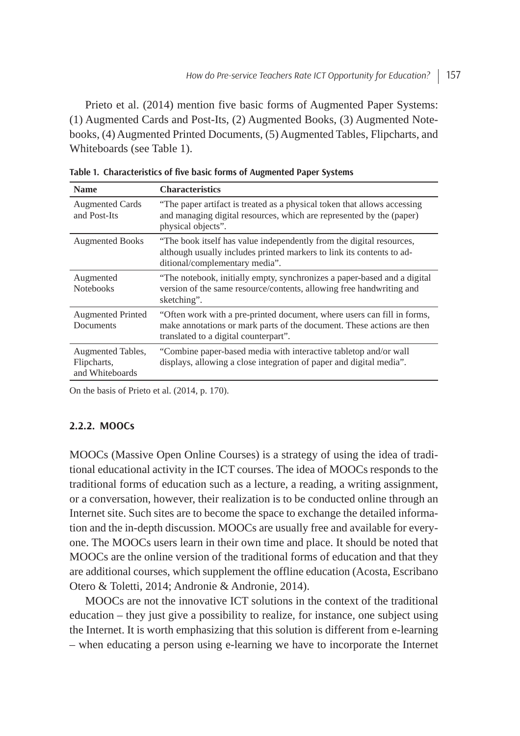Prieto et al. (2014) mention five basic forms of Augmented Paper Systems: (1) Augmented Cards and Post-Its, (2) Augmented Books, (3) Augmented Notebooks, (4) Augmented Printed Documents, (5) Augmented Tables, Flipcharts, and Whiteboards (see Table 1).

**Table 1. Characteristics of five basic forms of Augmented Paper Systems**

| Name | Characteristics |
|---|---|
| Augmented Cards and Post-Its | "The paper artifact is treated as a physical token that allows accessing and managing digital resources, which are represented by the (paper) physical objects". |
| Augmented Books | "The book itself has value independently from the digital resources, although usually includes printed markers to link its contents to additional/complementary media". |
| Augmented Notebooks | "The notebook, initially empty, synchronizes a paper-based and a digital version of the same resource/contents, allowing free handwriting and sketching". |
| Augmented Printed Documents | "Often work with a pre-printed document, where users can fill in forms, make annotations or mark parts of the document. These actions are then translated to a digital counterpart". |
| Augmented Tables, Flipcharts, and Whiteboards | "Combine paper-based media with interactive tabletop and/or wall displays, allowing a close integration of paper and digital media". |

On the basis of Prieto et al. (2014, p. 170).

### 2.2.2. MOOCs

MOOCs (Massive Open Online Courses) is a strategy of using the idea of traditional educational activity in the ICT courses. The idea of MOOCs responds to the traditional forms of education such as a lecture, a reading, a writing assignment, or a conversation, however, their realization is to be conducted online through an Internet site. Such sites are to become the space to exchange the detailed information and the in-depth discussion. MOOCs are usually free and available for everyone. The MOOCs users learn in their own time and place. It should be noted that MOOCs are the online version of the traditional forms of education and that they are additional courses, which supplement the offline education (Acosta, Escribano Otero & Toletti, 2014; Andronie & Andronie, 2014).

MOOCs are not the innovative ICT solutions in the context of the traditional education – they just give a possibility to realize, for instance, one subject using the Internet. It is worth emphasizing that this solution is different from e-learning – when educating a person using e-learning we have to incorporate the Internet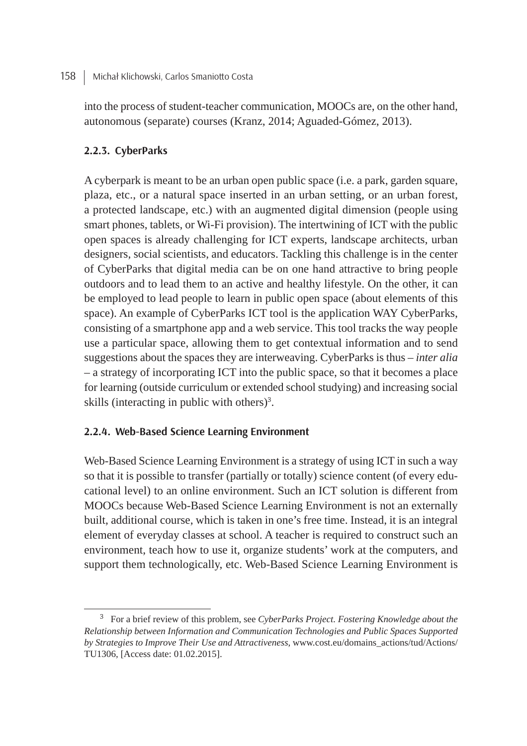into the process of student-teacher communication, MOOCs are, on the other hand, autonomous (separate) courses (Kranz, 2014; Aguaded-Gómez, 2013).

### 2.2.3. CyberParks

A cyberpark is meant to be an urban open public space (i.e. a park, garden square, plaza, etc., or a natural space inserted in an urban setting, or an urban forest, a protected landscape, etc.) with an augmented digital dimension (people using smart phones, tablets, or Wi-Fi provision). The intertwining of ICT with the public open spaces is already challenging for ICT experts, landscape architects, urban designers, social scientists, and educators. Tackling this challenge is in the center of CyberParks that digital media can be on one hand attractive to bring people outdoors and to lead them to an active and healthy lifestyle. On the other, it can be employed to lead people to learn in public open space (about elements of this space). An example of CyberParks ICT tool is the application WAY CyberParks, consisting of a smartphone app and a web service. This tool tracks the way people use a particular space, allowing them to get contextual information and to send suggestions about the spaces they are interweaving. CyberParks is thus – *inter alia* – a strategy of incorporating ICT into the public space, so that it becomes a place for learning (outside curriculum or extended school studying) and increasing social skills (interacting in public with others)[3].

### 2.2.4. Web-Based Science Learning Environment

Web-Based Science Learning Environment is a strategy of using ICT in such a way so that it is possible to transfer (partially or totally) science content (of every educational level) to an online environment. Such an ICT solution is different from MOOCs because Web-Based Science Learning Environment is not an externally built, additional course, which is taken in one's free time. Instead, it is an integral element of everyday classes at school. A teacher is required to construct such an environment, teach how to use it, organize students' work at the computers, and support them technologically, etc. Web-Based Science Learning Environment is

---

[3] For a brief review of this problem, see *CyberParks Project. Fostering Knowledge about the Relationship between Information and Communication Technologies and Public Spaces Supported by Strategies to Improve Their Use and Attractiveness*, www.cost.eu/domains_actions/tud/Actions/TU1306, [Access date: 01.02.2015].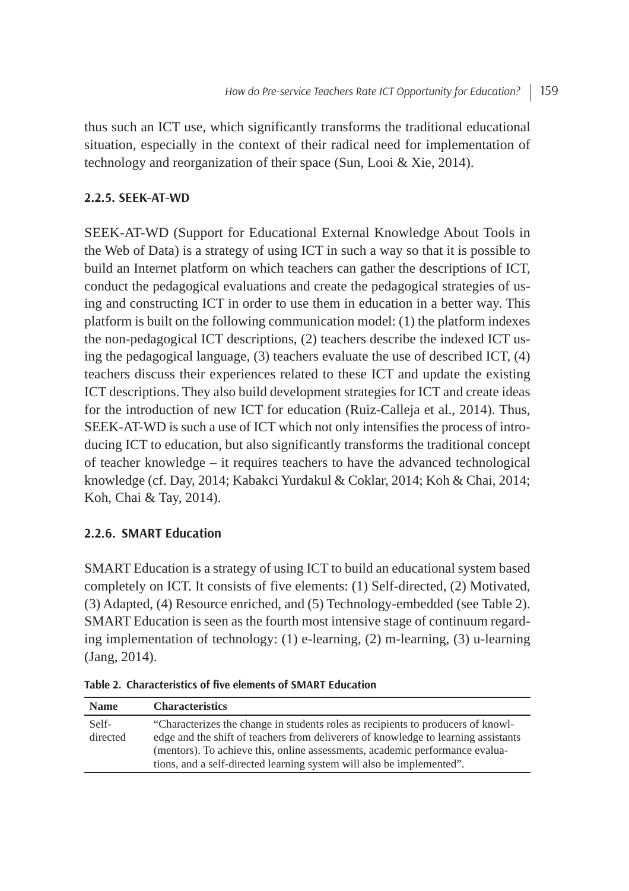thus such an ICT use, which significantly transforms the traditional educational situation, especially in the context of their radical need for implementation of technology and reorganization of their space (Sun, Looi & Xie, 2014).

### 2.2.5. SEEK-AT-WD

SEEK-AT-WD (Support for Educational External Knowledge About Tools in the Web of Data) is a strategy of using ICT in such a way so that it is possible to build an Internet platform on which teachers can gather the descriptions of ICT, conduct the pedagogical evaluations and create the pedagogical strategies of using and constructing ICT in order to use them in education in a better way. This platform is built on the following communication model: (1) the platform indexes the non-pedagogical ICT descriptions, (2) teachers describe the indexed ICT using the pedagogical language, (3) teachers evaluate the use of described ICT, (4) teachers discuss their experiences related to these ICT and update the existing ICT descriptions. They also build development strategies for ICT and create ideas for the introduction of new ICT for education (Ruiz-Calleja et al., 2014). Thus, SEEK-AT-WD is such a use of ICT which not only intensifies the process of introducing ICT to education, but also significantly transforms the traditional concept of teacher knowledge – it requires teachers to have the advanced technological knowledge (cf. Day, 2014; Kabakci Yurdakul & Coklar, 2014; Koh & Chai, 2014; Koh, Chai & Tay, 2014).

### 2.2.6. SMART Education

SMART Education is a strategy of using ICT to build an educational system based completely on ICT. It consists of five elements: (1) Self-directed, (2) Motivated, (3) Adapted, (4) Resource enriched, and (5) Technology-embedded (see Table 2). SMART Education is seen as the fourth most intensive stage of continuum regarding implementation of technology: (1) e-learning, (2) m-learning, (3) u-learning (Jang, 2014).

**Table 2. Characteristics of five elements of SMART Education**

| Name | Characteristics |
|---|---|
| Self-directed | "Characterizes the change in students roles as recipients to producers of knowledge and the shift of teachers from deliverers of knowledge to learning assistants (mentors). To achieve this, online assessments, academic performance evaluations, and a self-directed learning system will also be implemented". |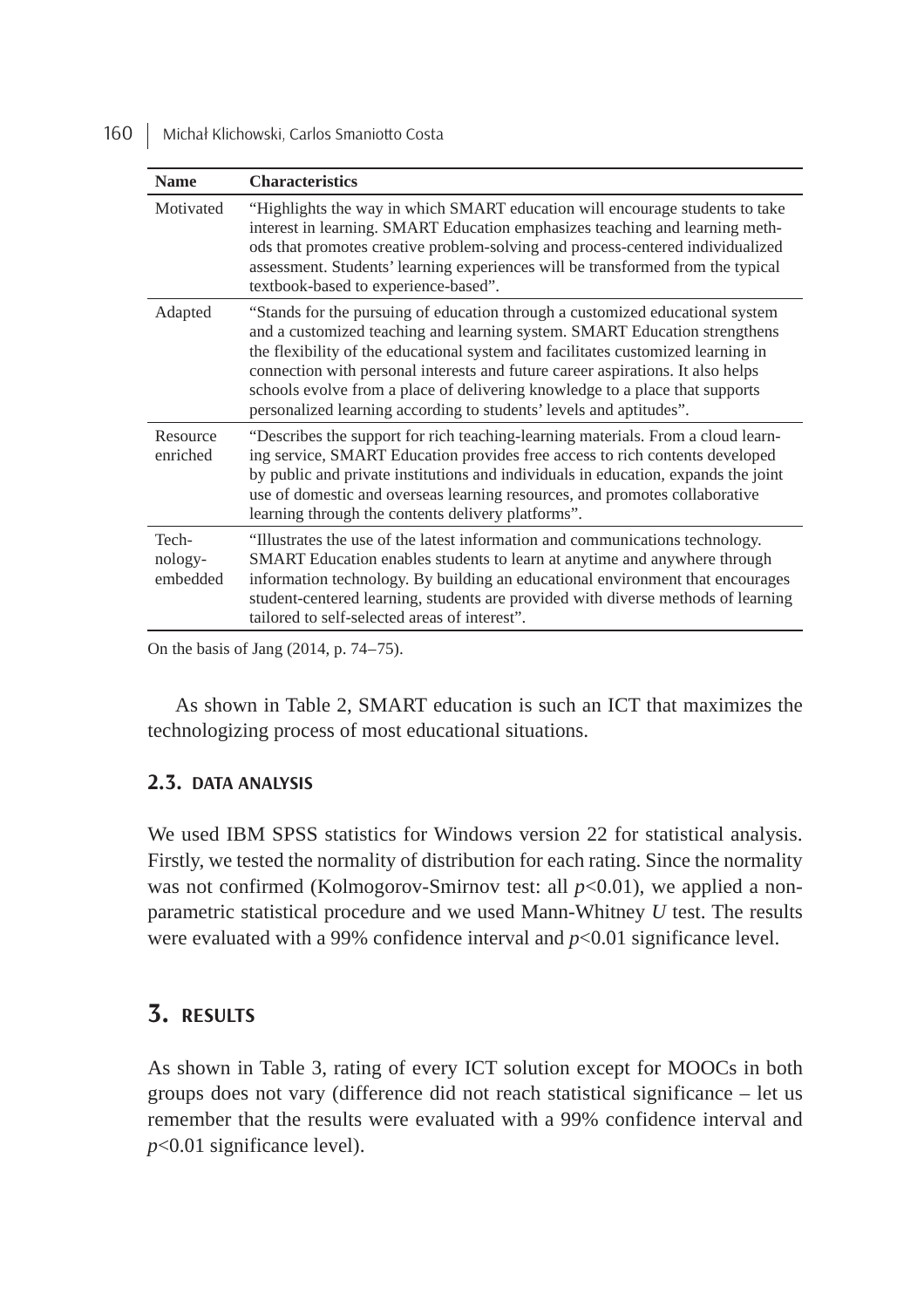| Name | Characteristics |
|---|---|
| Motivated | "Highlights the way in which SMART education will encourage students to take interest in learning. SMART Education emphasizes teaching and learning methods that promotes creative problem-solving and process-centered individualized assessment. Students' learning experiences will be transformed from the typical textbook-based to experience-based". |
| Adapted | "Stands for the pursuing of education through a customized educational system and a customized teaching and learning system. SMART Education strengthens the flexibility of the educational system and facilitates customized learning in connection with personal interests and future career aspirations. It also helps schools evolve from a place of delivering knowledge to a place that supports personalized learning according to students' levels and aptitudes". |
| Resource enriched | "Describes the support for rich teaching-learning materials. From a cloud learning service, SMART Education provides free access to rich contents developed by public and private institutions and individuals in education, expands the joint use of domestic and overseas learning resources, and promotes collaborative learning through the contents delivery platforms". |
| Technology-embedded | "Illustrates the use of the latest information and communications technology. SMART Education enables students to learn at anytime and anywhere through information technology. By building an educational environment that encourages student-centered learning, students are provided with diverse methods of learning tailored to self-selected areas of interest". |

On the basis of Jang (2014, p. 74–75).

As shown in Table 2, SMART education is such an ICT that maximizes the technologizing process of most educational situations.

### 2.3. DATA ANALYSIS

We used IBM SPSS statistics for Windows version 22 for statistical analysis. Firstly, we tested the normality of distribution for each rating. Since the normality was not confirmed (Kolmogorov-Smirnov test: all $p<0.01$), we applied a non-parametric statistical procedure and we used Mann-Whitney *U* test. The results were evaluated with a 99% confidence interval and $p<0.01$ significance level.

## 3. RESULTS

As shown in Table 3, rating of every ICT solution except for MOOCs in both groups does not vary (difference did not reach statistical significance – let us remember that the results were evaluated with a 99% confidence interval and $p<0.01$ significance level).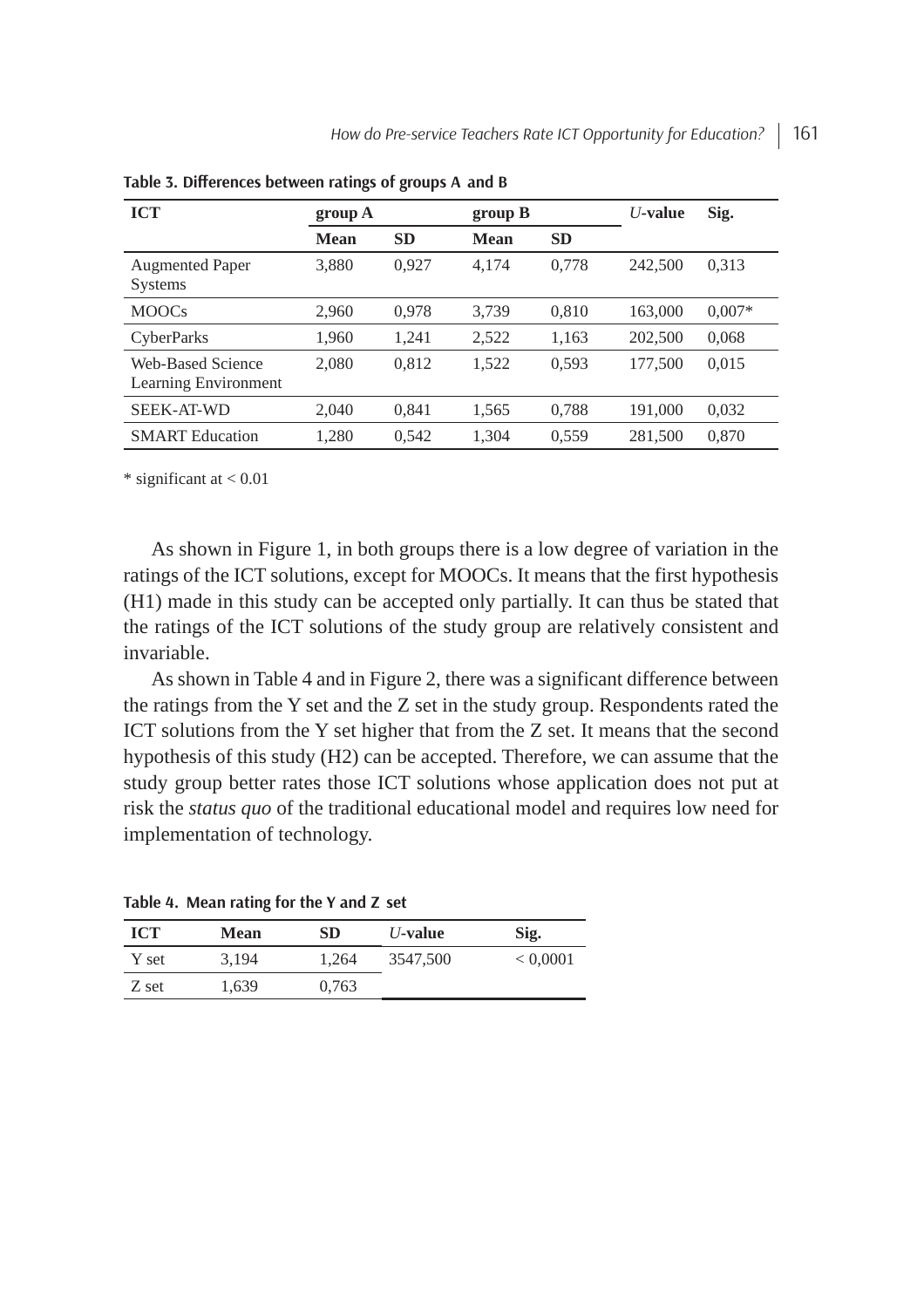**Table 3. Differences between ratings of groups A and B**

| ICT | group A | | group B | | *U*-value | Sig. |
|---|---|---|---|---|---|---|
| | Mean | SD | Mean | SD | | |
| Augmented Paper Systems | 3,880 | 0,927 | 4,174 | 0,778 | 242,500 | 0,313 |
| MOOCs | 2,960 | 0,978 | 3,739 | 0,810 | 163,000 | 0,007* |
| CyberParks | 1,960 | 1,241 | 2,522 | 1,163 | 202,500 | 0,068 |
| Web-Based Science Learning Environment | 2,080 | 0,812 | 1,522 | 0,593 | 177,500 | 0,015 |
| SEEK-AT-WD | 2,040 | 0,841 | 1,565 | 0,788 | 191,000 | 0,032 |
| SMART Education | 1,280 | 0,542 | 1,304 | 0,559 | 281,500 | 0,870 |

* significant at < 0.01

As shown in Figure 1, in both groups there is a low degree of variation in the ratings of the ICT solutions, except for MOOCs. It means that the first hypothesis (H1) made in this study can be accepted only partially. It can thus be stated that the ratings of the ICT solutions of the study group are relatively consistent and invariable.

As shown in Table 4 and in Figure 2, there was a significant difference between the ratings from the Y set and the Z set in the study group. Respondents rated the ICT solutions from the Y set higher that from the Z set. It means that the second hypothesis of this study (H2) can be accepted. Therefore, we can assume that the study group better rates those ICT solutions whose application does not put at risk the *status quo* of the traditional educational model and requires low need for implementation of technology.

**Table 4. Mean rating for the Y and Z set**

| ICT | Mean | SD | *U*-value | Sig. |
|---|---|---|---|---|
| Y set | 3,194 | 1,264 | 3547,500 | < 0,0001 |
| Z set | 1,639 | 0,763 | | |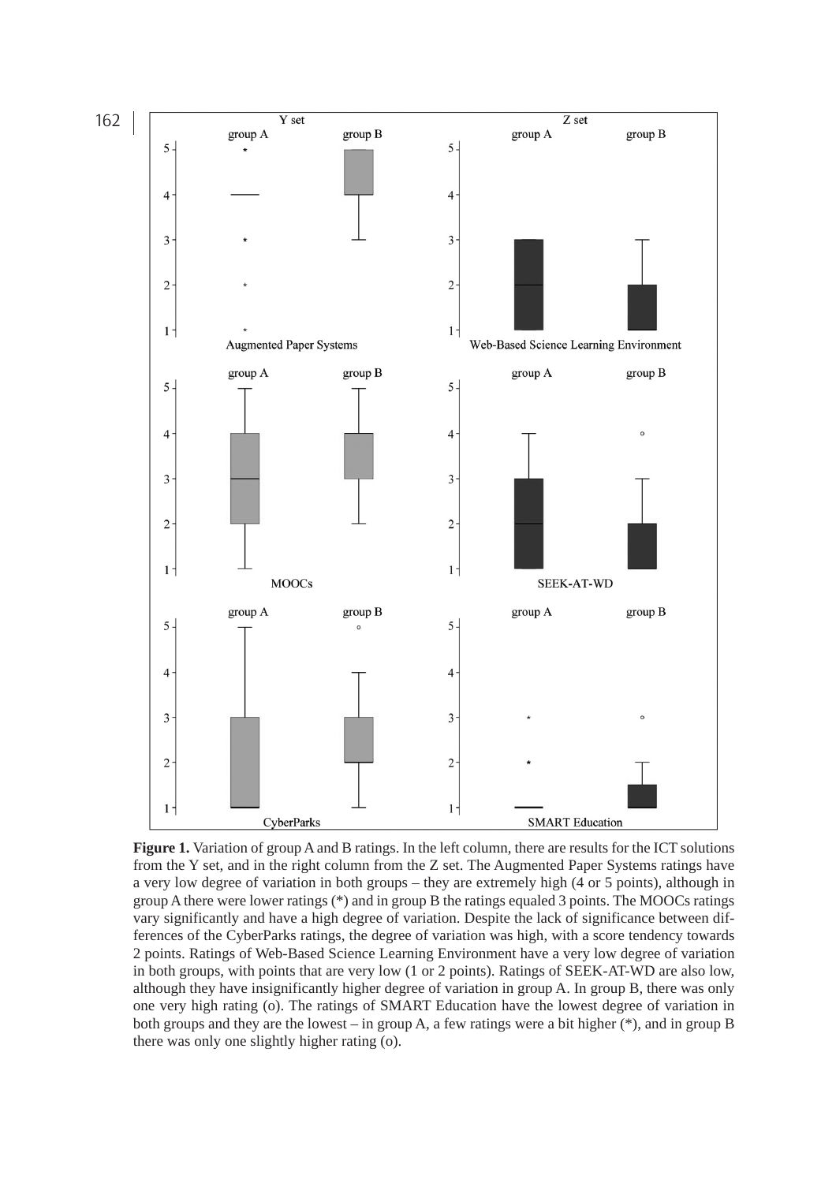**Figure 1.** Variation of group A and B ratings. In the left column, there are results for the ICT solutions from the Y set, and in the right column from the Z set. The Augmented Paper Systems ratings have a very low degree of variation in both groups – they are extremely high (4 or 5 points), although in group A there were lower ratings (*) and in group B the ratings equaled 3 points. The MOOCs ratings vary significantly and have a high degree of variation. Despite the lack of significance between differences of the CyberParks ratings, the degree of variation was high, with a score tendency towards 2 points. Ratings of Web-Based Science Learning Environment have a very low degree of variation in both groups, with points that are very low (1 or 2 points). Ratings of SEEK-AT-WD are also low, although they have insignificantly higher degree of variation in group A. In group B, there was only one very high rating (o). The ratings of SMART Education have the lowest degree of variation in both groups and they are the lowest – in group A, a few ratings were a bit higher (*), and in group B there was only one slightly higher rating (o).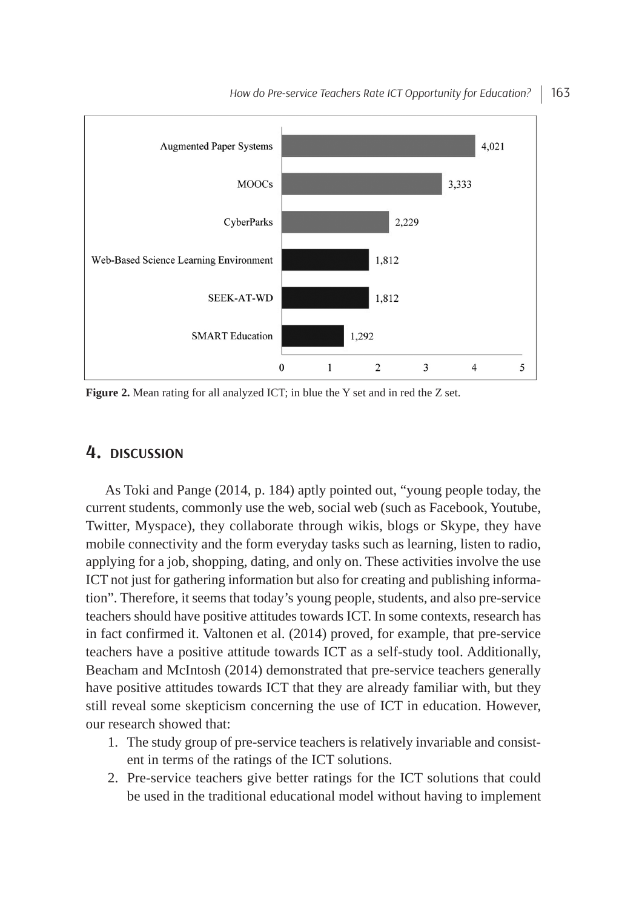| ICT | Mean rating |
|---|---|
| Augmented Paper Systems | 4,021 |
| MOOCs | 3,333 |
| CyberParks | 2,229 |
| Web-Based Science Learning Environment | 1,812 |
| SEEK-AT-WD | 1,812 |
| SMART Education | 1,292 |

**Figure 2.** Mean rating for all analyzed ICT; in blue the Y set and in red the Z set.

## 4. DISCUSSION

As Toki and Pange (2014, p. 184) aptly pointed out, "young people today, the current students, commonly use the web, social web (such as Facebook, Youtube, Twitter, Myspace), they collaborate through wikis, blogs or Skype, they have mobile connectivity and the form everyday tasks such as learning, listen to radio, applying for a job, shopping, dating, and only on. These activities involve the use ICT not just for gathering information but also for creating and publishing information". Therefore, it seems that today's young people, students, and also pre-service teachers should have positive attitudes towards ICT. In some contexts, research has in fact confirmed it. Valtonen et al. (2014) proved, for example, that pre-service teachers have a positive attitude towards ICT as a self-study tool. Additionally, Beacham and McIntosh (2014) demonstrated that pre-service teachers generally have positive attitudes towards ICT that they are already familiar with, but they still reveal some skepticism concerning the use of ICT in education. However, our research showed that:

1. The study group of pre-service teachers is relatively invariable and consistent in terms of the ratings of the ICT solutions.
2. Pre-service teachers give better ratings for the ICT solutions that could be used in the traditional educational model without having to implement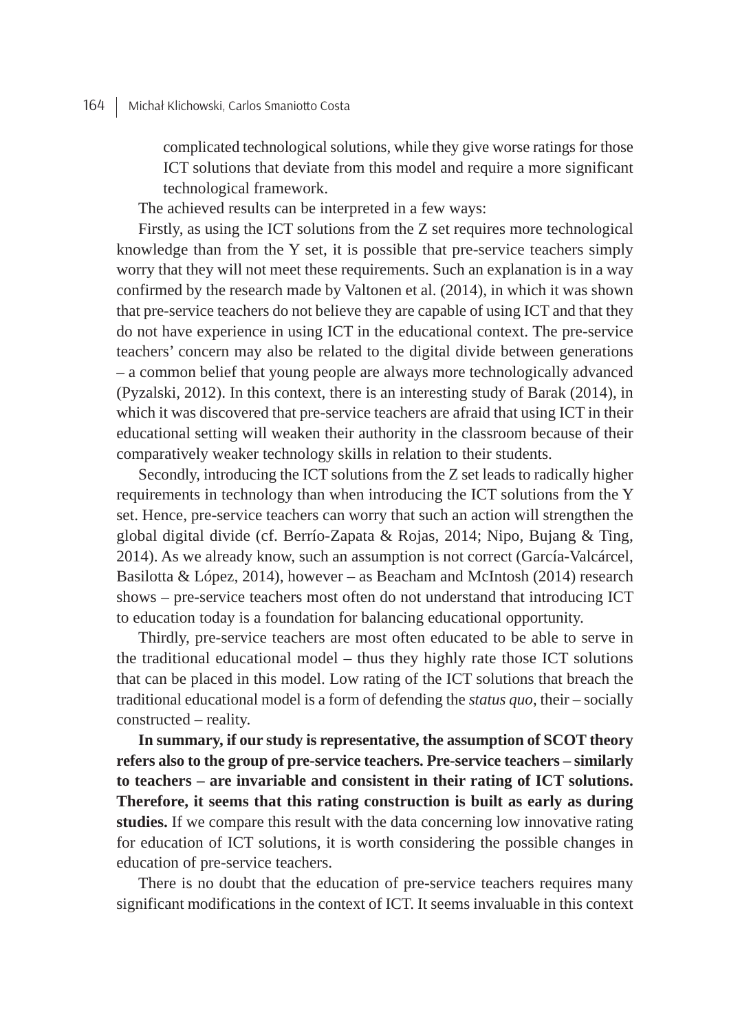complicated technological solutions, while they give worse ratings for those ICT solutions that deviate from this model and require a more significant technological framework.

The achieved results can be interpreted in a few ways:

Firstly, as using the ICT solutions from the Z set requires more technological knowledge than from the Y set, it is possible that pre-service teachers simply worry that they will not meet these requirements. Such an explanation is in a way confirmed by the research made by Valtonen et al. (2014), in which it was shown that pre-service teachers do not believe they are capable of using ICT and that they do not have experience in using ICT in the educational context. The pre-service teachers' concern may also be related to the digital divide between generations – a common belief that young people are always more technologically advanced (Pyzalski, 2012). In this context, there is an interesting study of Barak (2014), in which it was discovered that pre-service teachers are afraid that using ICT in their educational setting will weaken their authority in the classroom because of their comparatively weaker technology skills in relation to their students.

Secondly, introducing the ICT solutions from the Z set leads to radically higher requirements in technology than when introducing the ICT solutions from the Y set. Hence, pre-service teachers can worry that such an action will strengthen the global digital divide (cf. Berrío-Zapata & Rojas, 2014; Nipo, Bujang & Ting, 2014). As we already know, such an assumption is not correct (García-Valcárcel, Basilotta & López, 2014), however – as Beacham and McIntosh (2014) research shows – pre-service teachers most often do not understand that introducing ICT to education today is a foundation for balancing educational opportunity.

Thirdly, pre-service teachers are most often educated to be able to serve in the traditional educational model – thus they highly rate those ICT solutions that can be placed in this model. Low rating of the ICT solutions that breach the traditional educational model is a form of defending the *status quo*, their – socially constructed – reality.

**In summary, if our study is representative, the assumption of SCOT theory refers also to the group of pre-service teachers. Pre-service teachers – similarly to teachers – are invariable and consistent in their rating of ICT solutions. Therefore, it seems that this rating construction is built as early as during studies.** If we compare this result with the data concerning low innovative rating for education of ICT solutions, it is worth considering the possible changes in education of pre-service teachers.

There is no doubt that the education of pre-service teachers requires many significant modifications in the context of ICT. It seems invaluable in this context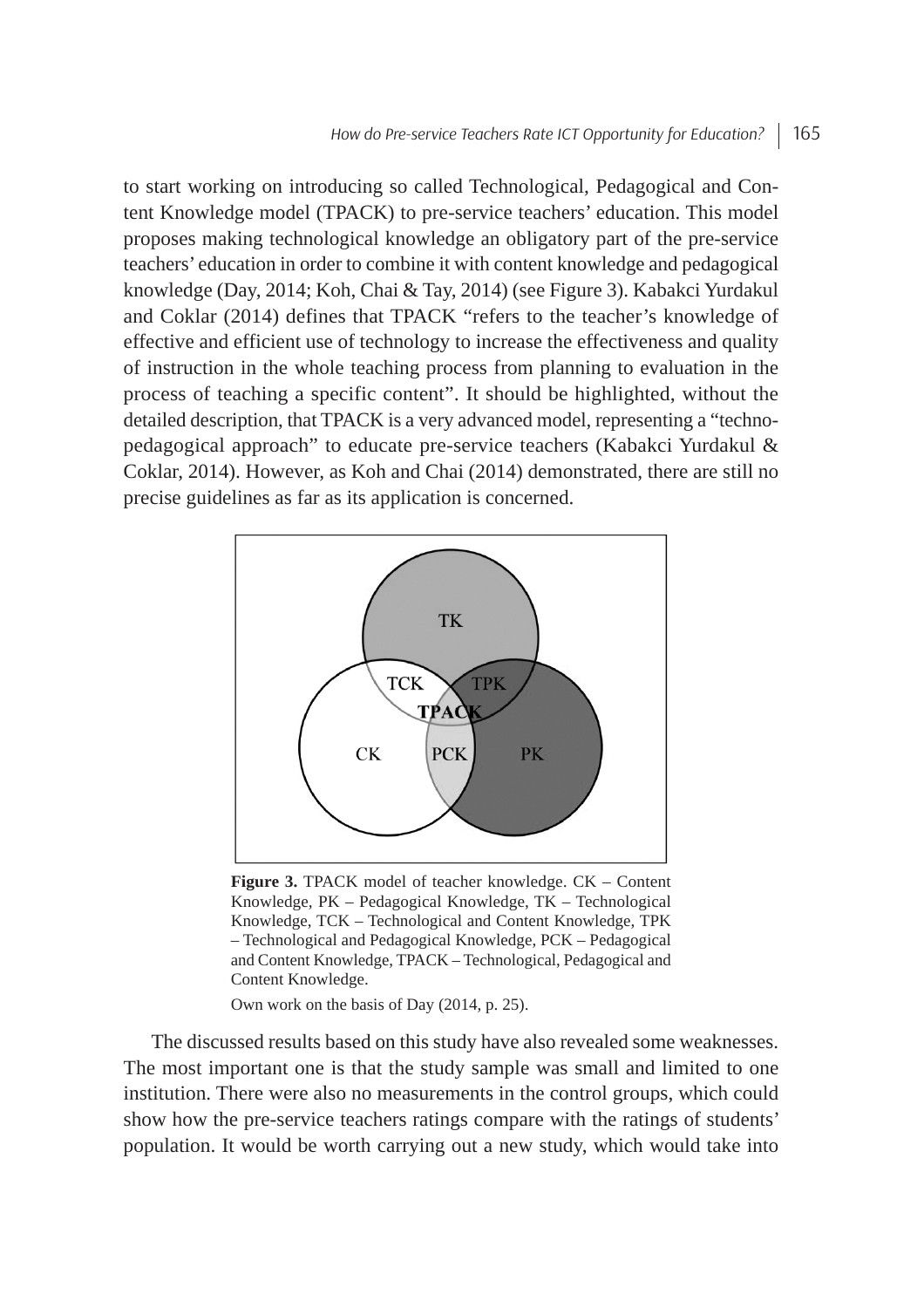to start working on introducing so called Technological, Pedagogical and Content Knowledge model (TPACK) to pre-service teachers' education. This model proposes making technological knowledge an obligatory part of the pre-service teachers' education in order to combine it with content knowledge and pedagogical knowledge (Day, 2014; Koh, Chai & Tay, 2014) (see Figure 3). Kabakci Yurdakul and Coklar (2014) defines that TPACK "refers to the teacher's knowledge of effective and efficient use of technology to increase the effectiveness and quality of instruction in the whole teaching process from planning to evaluation in the process of teaching a specific content". It should be highlighted, without the detailed description, that TPACK is a very advanced model, representing a "techno-pedagogical approach" to educate pre-service teachers (Kabakci Yurdakul & Coklar, 2014). However, as Koh and Chai (2014) demonstrated, there are still no precise guidelines as far as its application is concerned.

**Figure 3.** TPACK model of teacher knowledge. CK – Content Knowledge, PK – Pedagogical Knowledge, TK – Technological Knowledge, TCK – Technological and Content Knowledge, TPK – Technological and Pedagogical Knowledge, PCK – Pedagogical and Content Knowledge, TPACK – Technological, Pedagogical and Content Knowledge.

Own work on the basis of Day (2014, p. 25).

The discussed results based on this study have also revealed some weaknesses. The most important one is that the study sample was small and limited to one institution. There were also no measurements in the control groups, which could show how the pre-service teachers ratings compare with the ratings of students' population. It would be worth carrying out a new study, which would take into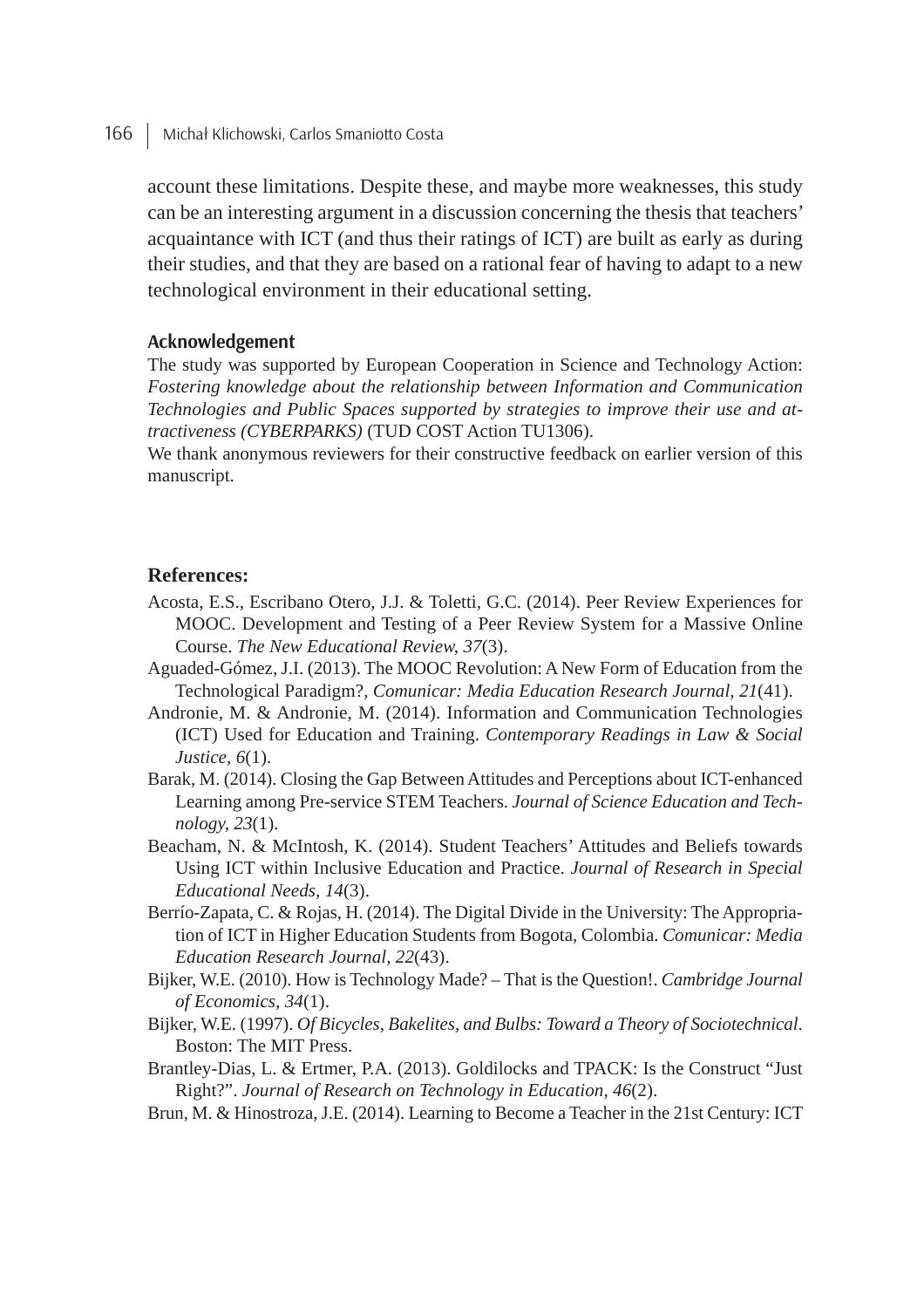account these limitations. Despite these, and maybe more weaknesses, this study can be an interesting argument in a discussion concerning the thesis that teachers' acquaintance with ICT (and thus their ratings of ICT) are built as early as during their studies, and that they are based on a rational fear of having to adapt to a new technological environment in their educational setting.

### Acknowledgement

The study was supported by European Cooperation in Science and Technology Action: *Fostering knowledge about the relationship between Information and Communication Technologies and Public Spaces supported by strategies to improve their use and attractiveness (CYBERPARKS)* (TUD COST Action TU1306).

We thank anonymous reviewers for their constructive feedback on earlier version of this manuscript.

### References:

Acosta, E.S., Escribano Otero, J.J. & Toletti, G.C. (2014). Peer Review Experiences for MOOC. Development and Testing of a Peer Review System for a Massive Online Course. *The New Educational Review, 37*(3).

Aguaded-Gómez, J.I. (2013). The MOOC Revolution: A New Form of Education from the Technological Paradigm?, *Comunicar: Media Education Research Journal, 21*(41).

Andronie, M. & Andronie, M. (2014). Information and Communication Technologies (ICT) Used for Education and Training. *Contemporary Readings in Law & Social Justice, 6*(1).

Barak, M. (2014). Closing the Gap Between Attitudes and Perceptions about ICT-enhanced Learning among Pre-service STEM Teachers. *Journal of Science Education and Technology, 23*(1).

Beacham, N. & McIntosh, K. (2014). Student Teachers' Attitudes and Beliefs towards Using ICT within Inclusive Education and Practice. *Journal of Research in Special Educational Needs, 14*(3).

Berrío-Zapata, C. & Rojas, H. (2014). The Digital Divide in the University: The Appropriation of ICT in Higher Education Students from Bogota, Colombia. *Comunicar: Media Education Research Journal, 22*(43).

Bijker, W.E. (2010). How is Technology Made? – That is the Question!. *Cambridge Journal of Economics, 34*(1).

Bijker, W.E. (1997). *Of Bicycles, Bakelites, and Bulbs: Toward a Theory of Sociotechnical*. Boston: The MIT Press.

Brantley-Dias, L. & Ertmer, P.A. (2013). Goldilocks and TPACK: Is the Construct "Just Right?". *Journal of Research on Technology in Education, 46*(2).

Brun, M. & Hinostroza, J.E. (2014). Learning to Become a Teacher in the 21st Century: ICT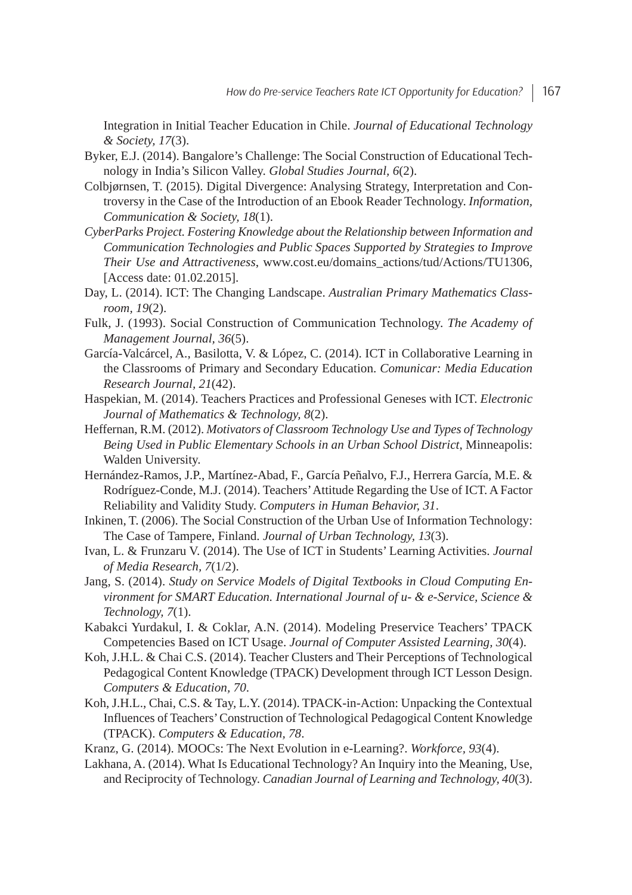Integration in Initial Teacher Education in Chile. *Journal of Educational Technology & Society, 17*(3).

Byker, E.J. (2014). Bangalore's Challenge: The Social Construction of Educational Technology in India's Silicon Valley. *Global Studies Journal, 6*(2).

Colbjørnsen, T. (2015). Digital Divergence: Analysing Strategy, Interpretation and Controversy in the Case of the Introduction of an Ebook Reader Technology. *Information, Communication & Society, 18*(1).

*CyberParks Project. Fostering Knowledge about the Relationship between Information and Communication Technologies and Public Spaces Supported by Strategies to Improve Their Use and Attractiveness*, www.cost.eu/domains_actions/tud/Actions/TU1306, [Access date: 01.02.2015].

Day, L. (2014). ICT: The Changing Landscape. *Australian Primary Mathematics Classroom, 19*(2).

Fulk, J. (1993). Social Construction of Communication Technology. *The Academy of Management Journal, 36*(5).

García-Valcárcel, A., Basilotta, V. & López, C. (2014). ICT in Collaborative Learning in the Classrooms of Primary and Secondary Education. *Comunicar: Media Education Research Journal, 21*(42).

Haspekian, M. (2014). Teachers Practices and Professional Geneses with ICT. *Electronic Journal of Mathematics & Technology, 8*(2).

Heffernan, R.M. (2012). *Motivators of Classroom Technology Use and Types of Technology Being Used in Public Elementary Schools in an Urban School District*, Minneapolis: Walden University.

Hernández-Ramos, J.P., Martínez-Abad, F., García Peñalvo, F.J., Herrera García, M.E. & Rodríguez-Conde, M.J. (2014). Teachers' Attitude Regarding the Use of ICT. A Factor Reliability and Validity Study. *Computers in Human Behavior, 31*.

Inkinen, T. (2006). The Social Construction of the Urban Use of Information Technology: The Case of Tampere, Finland. *Journal of Urban Technology, 13*(3).

Ivan, L. & Frunzaru V. (2014). The Use of ICT in Students' Learning Activities. *Journal of Media Research, 7*(1/2).

Jang, S. (2014). *Study on Service Models of Digital Textbooks in Cloud Computing Environment for SMART Education. International Journal of u- & e-Service, Science & Technology, 7*(1).

Kabakci Yurdakul, I. & Coklar, A.N. (2014). Modeling Preservice Teachers' TPACK Competencies Based on ICT Usage. *Journal of Computer Assisted Learning, 30*(4).

Koh, J.H.L. & Chai C.S. (2014). Teacher Clusters and Their Perceptions of Technological Pedagogical Content Knowledge (TPACK) Development through ICT Lesson Design. *Computers & Education, 70*.

Koh, J.H.L., Chai, C.S. & Tay, L.Y. (2014). TPACK-in-Action: Unpacking the Contextual Influences of Teachers' Construction of Technological Pedagogical Content Knowledge (TPACK). *Computers & Education, 78*.

Kranz, G. (2014). MOOCs: The Next Evolution in e-Learning?. *Workforce, 93*(4).

Lakhana, A. (2014). What Is Educational Technology? An Inquiry into the Meaning, Use, and Reciprocity of Technology. *Canadian Journal of Learning and Technology, 40*(3).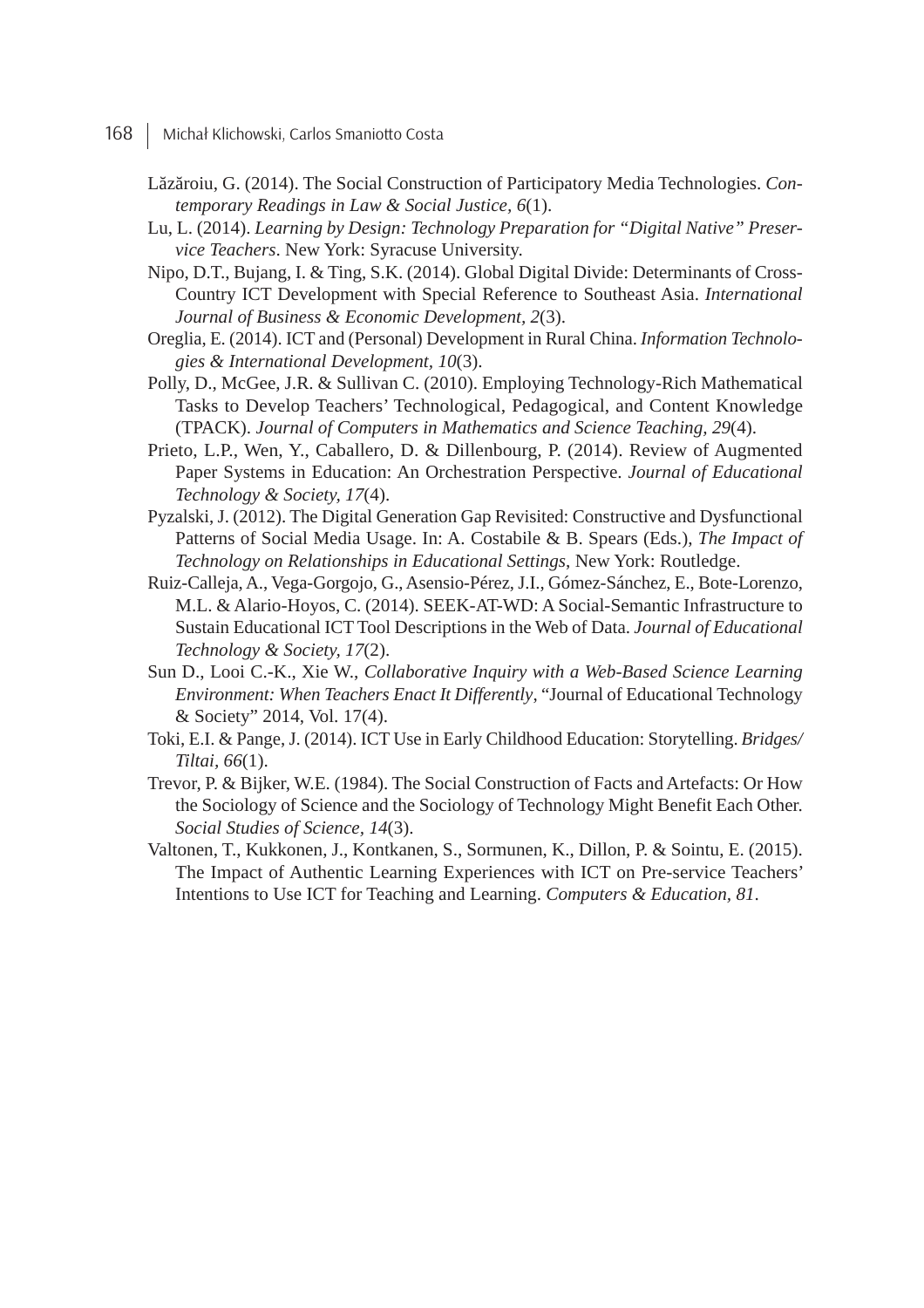Lăzăroiu, G. (2014). The Social Construction of Participatory Media Technologies. *Contemporary Readings in Law & Social Justice, 6*(1).

Lu, L. (2014). *Learning by Design: Technology Preparation for "Digital Native" Preservice Teachers*. New York: Syracuse University.

Nipo, D.T., Bujang, I. & Ting, S.K. (2014). Global Digital Divide: Determinants of Cross-Country ICT Development with Special Reference to Southeast Asia. *International Journal of Business & Economic Development, 2*(3).

Oreglia, E. (2014). ICT and (Personal) Development in Rural China. *Information Technologies & International Development, 10*(3).

Polly, D., McGee, J.R. & Sullivan C. (2010). Employing Technology-Rich Mathematical Tasks to Develop Teachers' Technological, Pedagogical, and Content Knowledge (TPACK). *Journal of Computers in Mathematics and Science Teaching, 29*(4).

Prieto, L.P., Wen, Y., Caballero, D. & Dillenbourg, P. (2014). Review of Augmented Paper Systems in Education: An Orchestration Perspective. *Journal of Educational Technology & Society, 17*(4).

Pyzalski, J. (2012). The Digital Generation Gap Revisited: Constructive and Dysfunctional Patterns of Social Media Usage. In: A. Costabile & B. Spears (Eds.), *The Impact of Technology on Relationships in Educational Settings*, New York: Routledge.

Ruiz-Calleja, A., Vega-Gorgojo, G., Asensio-Pérez, J.I., Gómez-Sánchez, E., Bote-Lorenzo, M.L. & Alario-Hoyos, C. (2014). SEEK-AT-WD: A Social-Semantic Infrastructure to Sustain Educational ICT Tool Descriptions in the Web of Data. *Journal of Educational Technology & Society, 17*(2).

Sun D., Looi C.-K., Xie W., *Collaborative Inquiry with a Web-Based Science Learning Environment: When Teachers Enact It Differently*, "Journal of Educational Technology & Society" 2014, Vol. 17(4).

Toki, E.I. & Pange, J. (2014). ICT Use in Early Childhood Education: Storytelling. *Bridges/Tiltai, 66*(1).

Trevor, P. & Bijker, W.E. (1984). The Social Construction of Facts and Artefacts: Or How the Sociology of Science and the Sociology of Technology Might Benefit Each Other. *Social Studies of Science, 14*(3).

Valtonen, T., Kukkonen, J., Kontkanen, S., Sormunen, K., Dillon, P. & Sointu, E. (2015). The Impact of Authentic Learning Experiences with ICT on Pre-service Teachers' Intentions to Use ICT for Teaching and Learning. *Computers & Education, 81*.